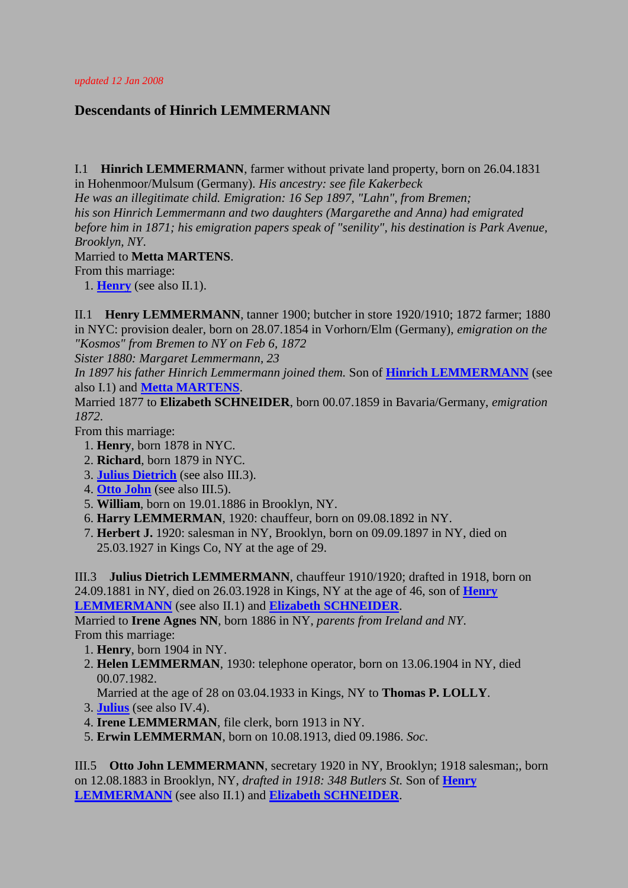*updated 12 Jan 2008*

## Descendants of Hinrich LEMMERMANN

I.1 **Hinrich LEMMERMANN**, farmer without private land property, born on 26.04.1831 in Hohenmoor/Mulsum (Germany). *His ancestry: see file Kakerbeck*
*He was an illegitimate child. Emigration: 16 Sep 1897, "Lahn", from Bremen; his son Hinrich Lemmermann and two daughters (Margarethe and Anna) had emigrated before him in 1871; his emigration papers speak of "senility", his destination is Park Avenue, Brooklyn, NY.*
Married to **Metta MARTENS**.
From this marriage:

1. **Henry** (see also II.1).

II.1 **Henry LEMMERMANN**, tanner 1900; butcher in store 1920/1910; 1872 farmer; 1880 in NYC: provision dealer, born on 28.07.1854 in Vorhorn/Elm (Germany), *emigration on the "Kosmos" from Bremen to NY on Feb 6, 1872*
*Sister 1880: Margaret Lemmermann, 23*
*In 1897 his father Hinrich Lemmermann joined them.* Son of **Hinrich LEMMERMANN** (see also I.1) and **Metta MARTENS**.
Married 1877 to **Elizabeth SCHNEIDER**, born 00.07.1859 in Bavaria/Germany, *emigration 1872.*
From this marriage:

1. **Henry**, born 1878 in NYC.
2. **Richard**, born 1879 in NYC.
3. **Julius Dietrich** (see also III.3).
4. **Otto John** (see also III.5).
5. **William**, born on 19.01.1886 in Brooklyn, NY.
6. **Harry LEMMERMAN**, 1920: chauffeur, born on 09.08.1892 in NY.
7. **Herbert J.** 1920: salesman in NY, Brooklyn, born on 09.09.1897 in NY, died on 25.03.1927 in Kings Co, NY at the age of 29.

III.3 **Julius Dietrich LEMMERMANN**, chauffeur 1910/1920; drafted in 1918, born on 24.09.1881 in NY, died on 26.03.1928 in Kings, NY at the age of 46, son of **Henry LEMMERMANN** (see also II.1) and **Elizabeth SCHNEIDER**.
Married to **Irene Agnes NN**, born 1886 in NY, *parents from Ireland and NY*.
From this marriage:

1. **Henry**, born 1904 in NY.
2. **Helen LEMMERMAN**, 1930: telephone operator, born on 13.06.1904 in NY, died 00.07.1982.
   Married at the age of 28 on 03.04.1933 in Kings, NY to **Thomas P. LOLLY**.
3. **Julius** (see also IV.4).
4. **Irene LEMMERMAN**, file clerk, born 1913 in NY.
5. **Erwin LEMMERMAN**, born on 10.08.1913, died 09.1986. *Soc*.

III.5 **Otto John LEMMERMANN**, secretary 1920 in NY, Brooklyn; 1918 salesman;, born on 12.08.1883 in Brooklyn, NY, *drafted in 1918: 348 Butlers St.* Son of **Henry LEMMERMANN** (see also II.1) and **Elizabeth SCHNEIDER**.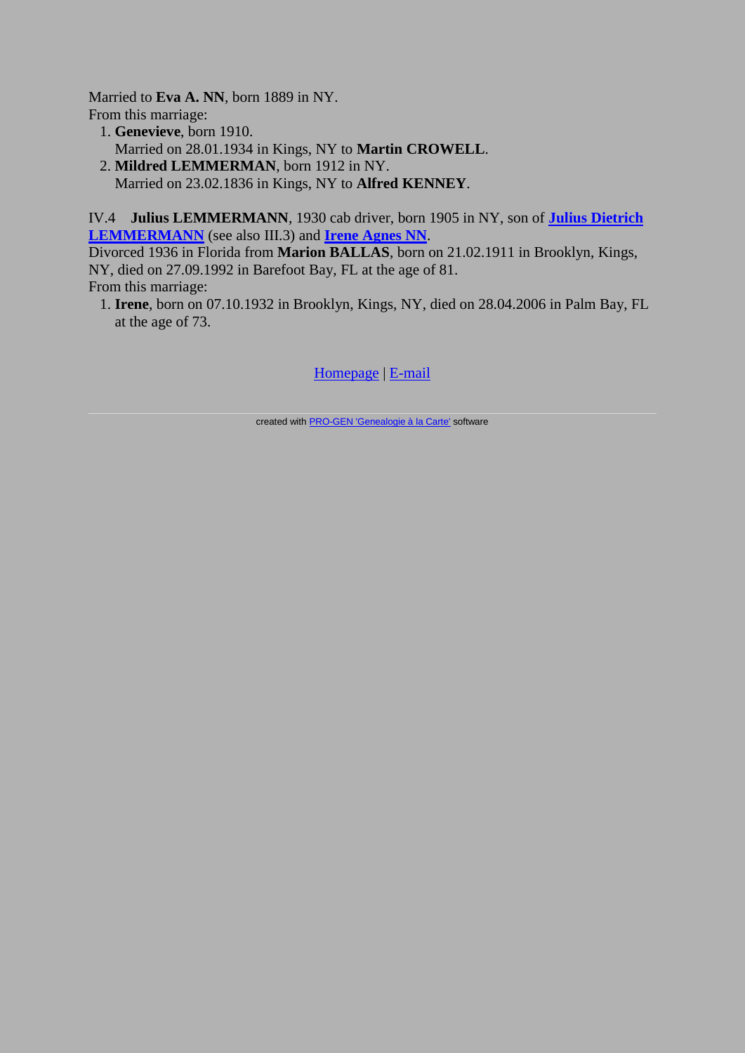Married to **Eva A. NN**, born 1889 in NY.
From this marriage:

1. **Genevieve**, born 1910.
   Married on 28.01.1934 in Kings, NY to **Martin CROWELL**.
2. **Mildred LEMMERMAN**, born 1912 in NY.
   Married on 23.02.1836 in Kings, NY to **Alfred KENNEY**.

IV.4 **Julius LEMMERMANN**, 1930 cab driver, born 1905 in NY, son of **Julius Dietrich LEMMERMANN** (see also III.3) and **Irene Agnes NN**.
Divorced 1936 in Florida from **Marion BALLAS**, born on 21.02.1911 in Brooklyn, Kings, NY, died on 27.09.1992 in Barefoot Bay, FL at the age of 81.
From this marriage:

1. **Irene**, born on 07.10.1932 in Brooklyn, Kings, NY, died on 28.04.2006 in Palm Bay, FL at the age of 73.

Homepage | E-mail

created with PRO-GEN 'Genealogie à la Carte' software